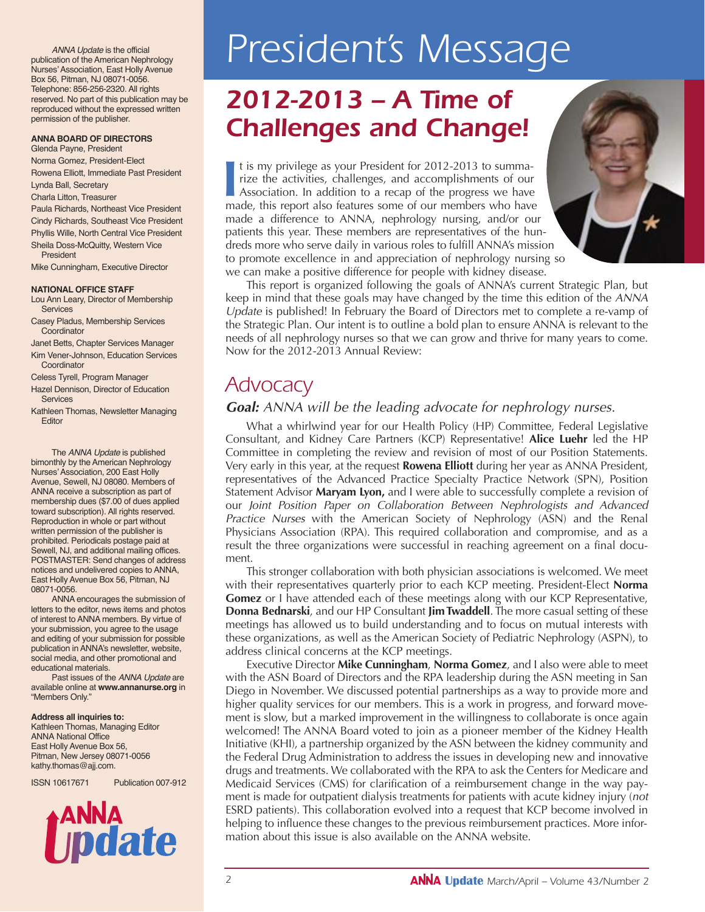# President's Message

## 2012-2013 – A Time of Challenges and Change!

It is my privilege as your President for 2012-2013 to summarize the activities, challenges, and accomplishments of our Association. In addition to a recap of the progress we have made, this report also features some of our members who have made a difference to ANNA, nephrology nursing, and/or our patients this year. These members are representatives of the hundreds more who serve daily in various roles to fulfill ANNA's mission to promote excellence in and appreciation of nephrology nursing so we can make a positive difference for people with kidney disease.

This report is organized following the goals of ANNA's current Strategic Plan, but keep in mind that these goals may have changed by the time this edition of the *ANNA Update* is published! In February the Board of Directors met to complete a re-vamp of the Strategic Plan. Our intent is to outline a bold plan to ensure ANNA is relevant to the needs of all nephrology nurses so that we can grow and thrive for many years to come. Now for the 2012-2013 Annual Review:

## Advocacy

***Goal:*** *ANNA will be the leading advocate for nephrology nurses.*

What a whirlwind year for our Health Policy (HP) Committee, Federal Legislative Consultant, and Kidney Care Partners (KCP) Representative! **Alice Luehr** led the HP Committee in completing the review and revision of most of our Position Statements. Very early in this year, at the request **Rowena Elliott** during her year as ANNA President, representatives of the Advanced Practice Specialty Practice Network (SPN), Position Statement Advisor **Maryam Lyon,** and I were able to successfully complete a revision of our *Joint Position Paper on Collaboration Between Nephrologists and Advanced Practice Nurses* with the American Society of Nephrology (ASN) and the Renal Physicians Association (RPA). This required collaboration and compromise, and as a result the three organizations were successful in reaching agreement on a final document.

This stronger collaboration with both physician associations is welcomed. We meet with their representatives quarterly prior to each KCP meeting. President-Elect **Norma Gomez** or I have attended each of these meetings along with our KCP Representative, **Donna Bednarski**, and our HP Consultant **Jim Twaddell**. The more casual setting of these meetings has allowed us to build understanding and to focus on mutual interests with these organizations, as well as the American Society of Pediatric Nephrology (ASPN), to address clinical concerns at the KCP meetings.

Executive Director **Mike Cunningham**, **Norma Gomez**, and I also were able to meet with the ASN Board of Directors and the RPA leadership during the ASN meeting in San Diego in November. We discussed potential partnerships as a way to provide more and higher quality services for our members. This is a work in progress, and forward movement is slow, but a marked improvement in the willingness to collaborate is once again welcomed! The ANNA Board voted to join as a pioneer member of the Kidney Health Initiative (KHI), a partnership organized by the ASN between the kidney community and the Federal Drug Administration to address the issues in developing new and innovative drugs and treatments. We collaborated with the RPA to ask the Centers for Medicare and Medicaid Services (CMS) for clarification of a reimbursement change in the way payment is made for outpatient dialysis treatments for patients with acute kidney injury (*not* ESRD patients). This collaboration evolved into a request that KCP become involved in helping to influence these changes to the previous reimbursement practices. More information about this issue is also available on the ANNA website.

---

*ANNA Update* is the official publication of the American Nephrology Nurses' Association, East Holly Avenue Box 56, Pitman, NJ 08071-0056. Telephone: 856-256-2320. All rights reserved. No part of this publication may be reproduced without the expressed written permission of the publisher.

**ANNA BOARD OF DIRECTORS**

Glenda Payne, President
Norma Gomez, President-Elect
Rowena Elliott, Immediate Past President
Lynda Ball, Secretary
Charla Litton, Treasurer
Paula Richards, Northeast Vice President
Cindy Richards, Southeast Vice President
Phyllis Wille, North Central Vice President
Sheila Doss-McQuitty, Western Vice President
Mike Cunningham, Executive Director

**NATIONAL OFFICE STAFF**

Lou Ann Leary, Director of Membership Services
Casey Pladus, Membership Services Coordinator
Janet Betts, Chapter Services Manager
Kim Vener-Johnson, Education Services Coordinator
Celess Tyrell, Program Manager
Hazel Dennison, Director of Education Services
Kathleen Thomas, Newsletter Managing Editor

The *ANNA Update* is published bimonthly by the American Nephrology Nurses' Association, 200 East Holly Avenue, Sewell, NJ 08080. Members of ANNA receive a subscription as part of membership dues ($7.00 of dues applied toward subscription). All rights reserved. Reproduction in whole or part without written permission of the publisher is prohibited. Periodicals postage paid at Sewell, NJ, and additional mailing offices. POSTMASTER: Send changes of address notices and undelivered copies to ANNA, East Holly Avenue Box 56, Pitman, NJ 08071-0056.

ANNA encourages the submission of letters to the editor, news items and photos of interest to ANNA members. By virtue of your submission, you agree to the usage and editing of your submission for possible publication in ANNA's newsletter, website, social media, and other promotional and educational materials.

Past issues of the *ANNA Update* are available online at **www.annanurse.org** in "Members Only."

**Address all inquiries to:**
Kathleen Thomas, Managing Editor
ANNA National Office
East Holly Avenue Box 56,
Pitman, New Jersey 08071-0056
kathy.thomas@ajj.com.

ISSN 10617671 Publication 007-912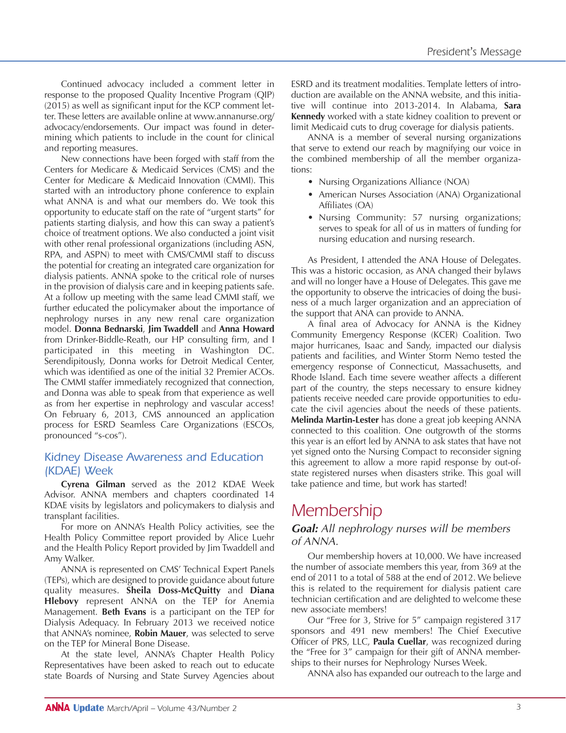Continued advocacy included a comment letter in response to the proposed Quality Incentive Program (QIP) (2015) as well as significant input for the KCP comment letter. These letters are available online at www.annanurse.org/advocacy/endorsements. Our impact was found in determining which patients to include in the count for clinical and reporting measures.

New connections have been forged with staff from the Centers for Medicare & Medicaid Services (CMS) and the Center for Medicare and Medicaid Innovation (CMMI). This started with an introductory phone conference to explain what ANNA is and what our members do. We took this opportunity to educate staff on the rate of "urgent starts" for patients starting dialysis, and how this can sway a patient's choice of treatment options. We also conducted a joint visit with other renal professional organizations (including ASN, RPA, and ASPN) to meet with CMS/CMMI staff to discuss the potential for creating an integrated care organization for dialysis patients. ANNA spoke to the critical role of nurses in the provision of dialysis care and in keeping patients safe. At a follow up meeting with the same lead CMMI staff, we further educated the policymaker about the importance of nephrology nurses in any new renal care organization model. **Donna Bednarski**, **Jim Twaddell** and **Anna Howard** from Drinker-Biddle-Reath, our HP consulting firm, and I participated in this meeting in Washington DC. Serendipitously, Donna works for Detroit Medical Center, which was identified as one of the initial 32 Premier ACOs. The CMMI staffer immediately recognized that connection, and Donna was able to speak from that experience as well as from her expertise in nephrology and vascular access! On February 6, 2013, CMS announced an application process for ESRD Seamless Care Organizations (ESCOs, pronounced "s-cos").

### Kidney Disease Awareness and Education (KDAE) Week

**Cyrena Gilman** served as the 2012 KDAE Week Advisor. ANNA members and chapters coordinated 14 KDAE visits by legislators and policymakers to dialysis and transplant facilities.

For more on ANNA's Health Policy activities, see the Health Policy Committee report provided by Alice Luehr and the Health Policy Report provided by Jim Twaddell and Amy Walker.

ANNA is represented on CMS' Technical Expert Panels (TEPs), which are designed to provide guidance about future quality measures. **Sheila Doss-McQuitty** and **Diana Hlebovy** represent ANNA on the TEP for Anemia Management. **Beth Evans** is a participant on the TEP for Dialysis Adequacy. In February 2013 we received notice that ANNA's nominee, **Robin Mauer**, was selected to serve on the TEP for Mineral Bone Disease.

At the state level, ANNA's Chapter Health Policy Representatives have been asked to reach out to educate state Boards of Nursing and State Survey Agencies about ESRD and its treatment modalities. Template letters of introduction are available on the ANNA website, and this initiative will continue into 2013-2014. In Alabama, **Sara Kennedy** worked with a state kidney coalition to prevent or limit Medicaid cuts to drug coverage for dialysis patients.

ANNA is a member of several nursing organizations that serve to extend our reach by magnifying our voice in the combined membership of all the member organizations:

- Nursing Organizations Alliance (NOA)
- American Nurses Association (ANA) Organizational Affiliates (OA)
- Nursing Community: 57 nursing organizations; serves to speak for all of us in matters of funding for nursing education and nursing research.

As President, I attended the ANA House of Delegates. This was a historic occasion, as ANA changed their bylaws and will no longer have a House of Delegates. This gave me the opportunity to observe the intricacies of doing the business of a much larger organization and an appreciation of the support that ANA can provide to ANNA.

A final area of Advocacy for ANNA is the Kidney Community Emergency Response (KCER) Coalition. Two major hurricanes, Isaac and Sandy, impacted our dialysis patients and facilities, and Winter Storm Nemo tested the emergency response of Connecticut, Massachusetts, and Rhode Island. Each time severe weather affects a different part of the country, the steps necessary to ensure kidney patients receive needed care provide opportunities to educate the civil agencies about the needs of these patients. **Melinda Martin-Lester** has done a great job keeping ANNA connected to this coalition. One outgrowth of the storms this year is an effort led by ANNA to ask states that have not yet signed onto the Nursing Compact to reconsider signing this agreement to allow a more rapid response by out-of-state registered nurses when disasters strike. This goal will take patience and time, but work has started!

## Membership

***Goal:*** *All nephrology nurses will be members of ANNA.*

Our membership hovers at 10,000. We have increased the number of associate members this year, from 369 at the end of 2011 to a total of 588 at the end of 2012. We believe this is related to the requirement for dialysis patient care technician certification and are delighted to welcome these new associate members!

Our "Free for 3, Strive for 5" campaign registered 317 sponsors and 491 new members! The Chief Executive Officer of PRS, LLC, **Paula Cuellar**, was recognized during the "Free for 3" campaign for their gift of ANNA memberships to their nurses for Nephrology Nurses Week.

ANNA also has expanded our outreach to the large and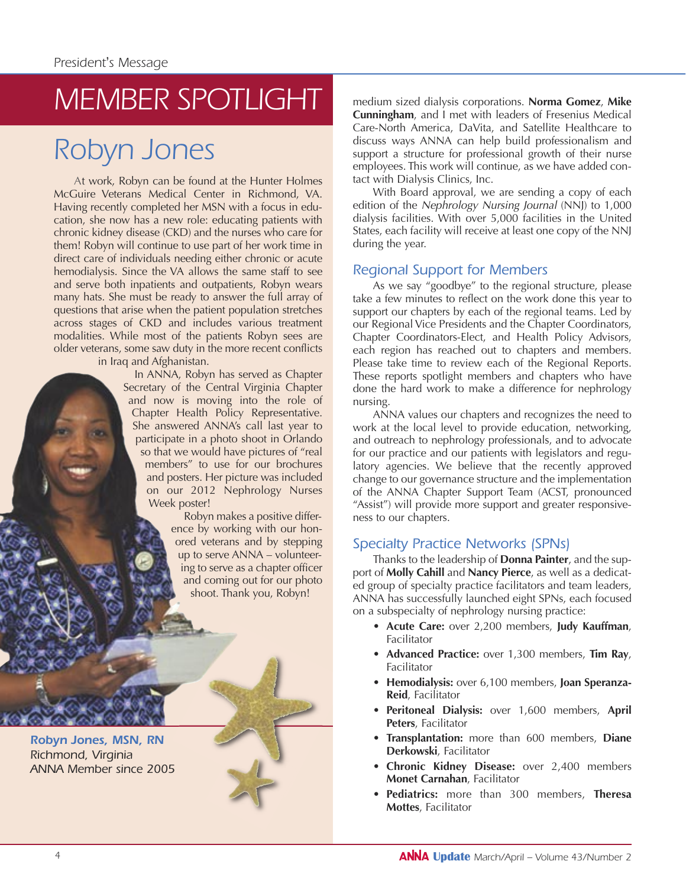# MEMBER SPOTLIGHT

## Robyn Jones

At work, Robyn can be found at the Hunter Holmes McGuire Veterans Medical Center in Richmond, VA. Having recently completed her MSN with a focus in education, she now has a new role: educating patients with chronic kidney disease (CKD) and the nurses who care for them! Robyn will continue to use part of her work time in direct care of individuals needing either chronic or acute hemodialysis. Since the VA allows the same staff to see and serve both inpatients and outpatients, Robyn wears many hats. She must be ready to answer the full array of questions that arise when the patient population stretches across stages of CKD and includes various treatment modalities. While most of the patients Robyn sees are older veterans, some saw duty in the more recent conflicts in Iraq and Afghanistan.

In ANNA, Robyn has served as Chapter Secretary of the Central Virginia Chapter and now is moving into the role of Chapter Health Policy Representative. She answered ANNA's call last year to participate in a photo shoot in Orlando so that we would have pictures of "real members" to use for our brochures and posters. Her picture was included on our 2012 Nephrology Nurses Week poster!

Robyn makes a positive difference by working with our honored veterans and by stepping up to serve ANNA – volunteering to serve as a chapter officer and coming out for our photo shoot. Thank you, Robyn!

**Robyn Jones, MSN, RN**
Richmond, Virginia
ANNA Member since 2005

medium sized dialysis corporations. **Norma Gomez**, **Mike Cunningham**, and I met with leaders of Fresenius Medical Care-North America, DaVita, and Satellite Healthcare to discuss ways ANNA can help build professionalism and support a structure for professional growth of their nurse employees. This work will continue, as we have added contact with Dialysis Clinics, Inc.

With Board approval, we are sending a copy of each edition of the *Nephrology Nursing Journal* (NNJ) to 1,000 dialysis facilities. With over 5,000 facilities in the United States, each facility will receive at least one copy of the NNJ during the year.

## Regional Support for Members

As we say "goodbye" to the regional structure, please take a few minutes to reflect on the work done this year to support our chapters by each of the regional teams. Led by our Regional Vice Presidents and the Chapter Coordinators, Chapter Coordinators-Elect, and Health Policy Advisors, each region has reached out to chapters and members. Please take time to review each of the Regional Reports. These reports spotlight members and chapters who have done the hard work to make a difference for nephrology nursing.

ANNA values our chapters and recognizes the need to work at the local level to provide education, networking, and outreach to nephrology professionals, and to advocate for our practice and our patients with legislators and regulatory agencies. We believe that the recently approved change to our governance structure and the implementation of the ANNA Chapter Support Team (ACST, pronounced "Assist") will provide more support and greater responsiveness to our chapters.

## Specialty Practice Networks (SPNs)

Thanks to the leadership of **Donna Painter**, and the support of **Molly Cahill** and **Nancy Pierce**, as well as a dedicated group of specialty practice facilitators and team leaders, ANNA has successfully launched eight SPNs, each focused on a subspecialty of nephrology nursing practice:

- **Acute Care:** over 2,200 members, **Judy Kauffman**, Facilitator
- **Advanced Practice:** over 1,300 members, **Tim Ray**, Facilitator
- **Hemodialysis:** over 6,100 members, **Joan Speranza-Reid**, Facilitator
- **Peritoneal Dialysis:** over 1,600 members, **April Peters**, Facilitator
- **Transplantation:** more than 600 members, **Diane Derkowski**, Facilitator
- **Chronic Kidney Disease:** over 2,400 members **Monet Carnahan**, Facilitator
- **Pediatrics:** more than 300 members, **Theresa Mottes**, Facilitator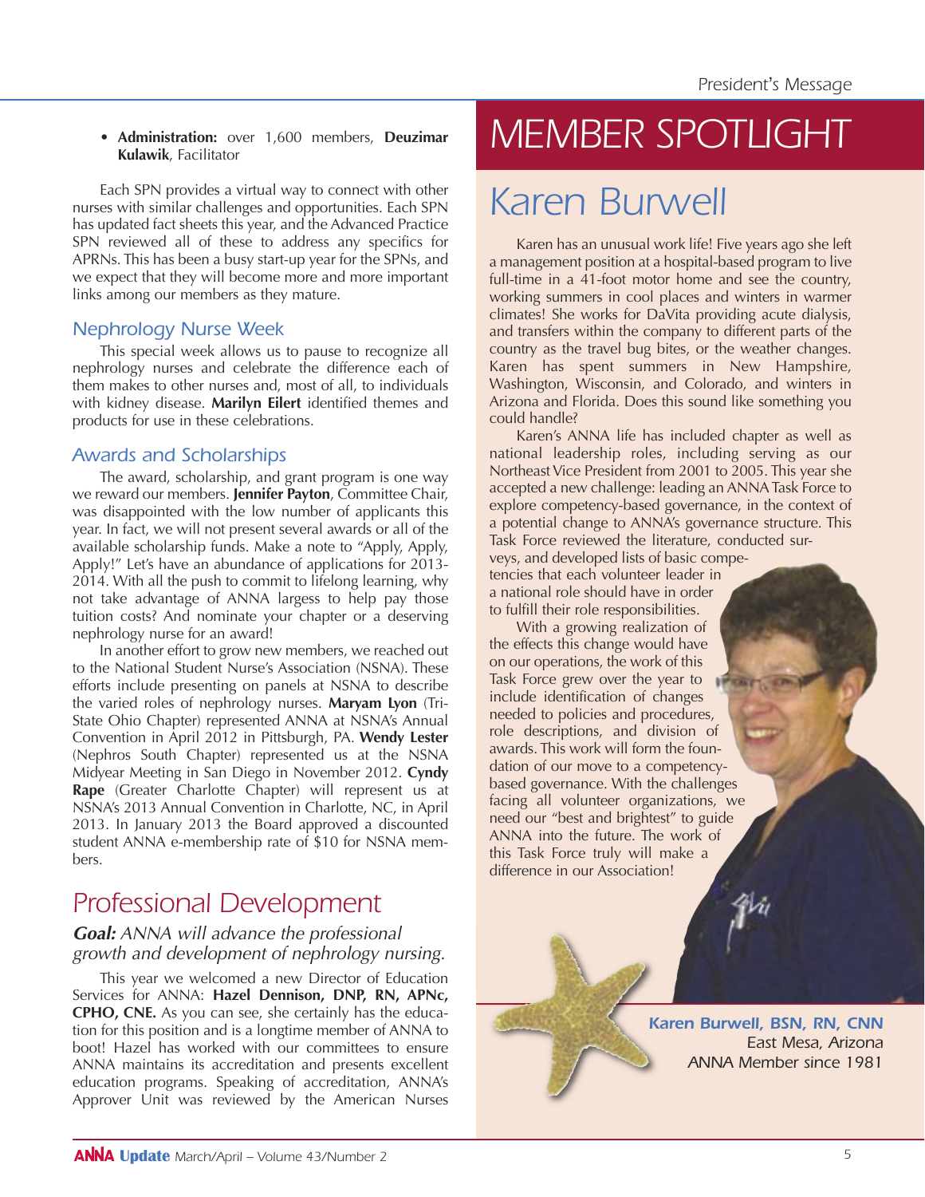- **Administration:** over 1,600 members, **Deuzimar Kulawik**, Facilitator

Each SPN provides a virtual way to connect with other nurses with similar challenges and opportunities. Each SPN has updated fact sheets this year, and the Advanced Practice SPN reviewed all of these to address any specifics for APRNs. This has been a busy start-up year for the SPNs, and we expect that they will become more and more important links among our members as they mature.

### Nephrology Nurse Week

This special week allows us to pause to recognize all nephrology nurses and celebrate the difference each of them makes to other nurses and, most of all, to individuals with kidney disease. **Marilyn Eilert** identified themes and products for use in these celebrations.

### Awards and Scholarships

The award, scholarship, and grant program is one way we reward our members. **Jennifer Payton**, Committee Chair, was disappointed with the low number of applicants this year. In fact, we will not present several awards or all of the available scholarship funds. Make a note to "Apply, Apply, Apply!" Let's have an abundance of applications for 2013-2014. With all the push to commit to lifelong learning, why not take advantage of ANNA largess to help pay those tuition costs? And nominate your chapter or a deserving nephrology nurse for an award!

In another effort to grow new members, we reached out to the National Student Nurse's Association (NSNA). These efforts include presenting on panels at NSNA to describe the varied roles of nephrology nurses. **Maryam Lyon** (Tri-State Ohio Chapter) represented ANNA at NSNA's Annual Convention in April 2012 in Pittsburgh, PA. **Wendy Lester** (Nephros South Chapter) represented us at the NSNA Midyear Meeting in San Diego in November 2012. **Cyndy Rape** (Greater Charlotte Chapter) will represent us at NSNA's 2013 Annual Convention in Charlotte, NC, in April 2013. In January 2013 the Board approved a discounted student ANNA e-membership rate of $10 for NSNA members.

## Professional Development

***Goal:** ANNA will advance the professional growth and development of nephrology nursing.*

This year we welcomed a new Director of Education Services for ANNA: **Hazel Dennison, DNP, RN, APNc, CPHO, CNE.** As you can see, she certainly has the education for this position and is a longtime member of ANNA to boot! Hazel has worked with our committees to ensure ANNA maintains its accreditation and presents excellent education programs. Speaking of accreditation, ANNA's Approver Unit was reviewed by the American Nurses

# MEMBER SPOTLIGHT

## Karen Burwell

Karen has an unusual work life! Five years ago she left a management position at a hospital-based program to live full-time in a 41-foot motor home and see the country, working summers in cool places and winters in warmer climates! She works for DaVita providing acute dialysis, and transfers within the company to different parts of the country as the travel bug bites, or the weather changes. Karen has spent summers in New Hampshire, Washington, Wisconsin, and Colorado, and winters in Arizona and Florida. Does this sound like something you could handle?

Karen's ANNA life has included chapter as well as national leadership roles, including serving as our Northeast Vice President from 2001 to 2005. This year she accepted a new challenge: leading an ANNA Task Force to explore competency-based governance, in the context of a potential change to ANNA's governance structure. This Task Force reviewed the literature, conducted surveys, and developed lists of basic competencies that each volunteer leader in a national role should have in order to fulfill their role responsibilities.

With a growing realization of the effects this change would have on our operations, the work of this Task Force grew over the year to include identification of changes needed to policies and procedures, role descriptions, and division of awards. This work will form the foundation of our move to a competency-based governance. With the challenges facing all volunteer organizations, we need our "best and brightest" to guide ANNA into the future. The work of this Task Force truly will make a difference in our Association!

***Karen Burwell, BSN, RN, CNN***
*East Mesa, Arizona*
*ANNA Member since 1981*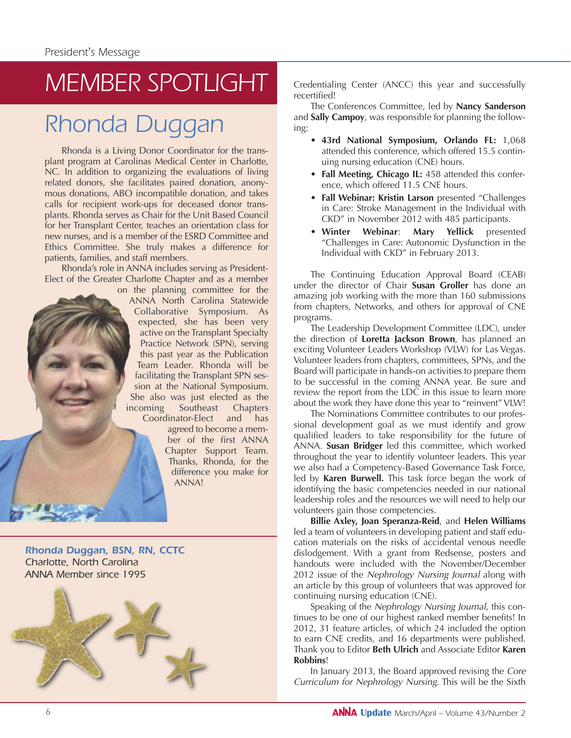# MEMBER SPOTLIGHT

## Rhonda Duggan

Rhonda is a Living Donor Coordinator for the transplant program at Carolinas Medical Center in Charlotte, NC. In addition to organizing the evaluations of living related donors, she facilitates paired donation, anonymous donations, ABO incompatible donation, and takes calls for recipient work-ups for deceased donor transplants. Rhonda serves as Chair for the Unit Based Council for her Transplant Center, teaches an orientation class for new nurses, and is a member of the ESRD Committee and Ethics Committee. She truly makes a difference for patients, families, and staff members.

Rhonda's role in ANNA includes serving as President-Elect of the Greater Charlotte Chapter and as a member on the planning committee for the ANNA North Carolina Statewide Collaborative Symposium. As expected, she has been very active on the Transplant Specialty Practice Network (SPN), serving this past year as the Publication Team Leader. Rhonda will be facilitating the Transplant SPN session at the National Symposium. She also was just elected as the incoming Southeast Chapters Coordinator-Elect and has agreed to become a member of the first ANNA Chapter Support Team. Thanks, Rhonda, for the difference you make for ANNA!

***Rhonda Duggan, BSN, RN, CCTC***
*Charlotte, North Carolina*
*ANNA Member since 1995*

Credentialing Center (ANCC) this year and successfully recertified!

The Conferences Committee, led by **Nancy Sanderson** and **Sally Campoy**, was responsible for planning the following:

- **43rd National Symposium, Orlando FL:** 1,068 attended this conference, which offered 15.5 continuing nursing education (CNE) hours.
- **Fall Meeting, Chicago IL:** 458 attended this conference, which offered 11.5 CNE hours.
- **Fall Webinar: Kristin Larson** presented "Challenges in Care: Stroke Management in the Individual with CKD" in November 2012 with 485 participants.
- **Winter Webinar**: **Mary Yellick** presented "Challenges in Care: Autonomic Dysfunction in the Individual with CKD" in February 2013.

The Continuing Education Approval Board (CEAB) under the director of Chair **Susan Groller** has done an amazing job working with the more than 160 submissions from chapters, Networks, and others for approval of CNE programs.

The Leadership Development Committee (LDC), under the direction of **Loretta Jackson Brown**, has planned an exciting Volunteer Leaders Workshop (VLW) for Las Vegas. Volunteer leaders from chapters, committees, SPNs, and the Board will participate in hands-on activities to prepare them to be successful in the coming ANNA year. Be sure and review the report from the LDC in this issue to learn more about the work they have done this year to "reinvent" VLW!

The Nominations Committee contributes to our professional development goal as we must identify and grow qualified leaders to take responsibility for the future of ANNA. **Susan Bridger** led this committee, which worked throughout the year to identify volunteer leaders. This year we also had a Competency-Based Governance Task Force, led by **Karen Burwell.** This task force began the work of identifying the basic competencies needed in our national leadership roles and the resources we will need to help our volunteers gain those competencies.

**Billie Axley, Joan Speranza-Reid**, and **Helen Williams** led a team of volunteers in developing patient and staff education materials on the risks of accidental venous needle dislodgement. With a grant from Redsense, posters and handouts were included with the November/December 2012 issue of the *Nephrology Nursing Journal* along with an article by this group of volunteers that was approved for continuing nursing education (CNE).

Speaking of the *Nephrology Nursing Journal,* this continues to be one of our highest ranked member benefits! In 2012, 31 feature articles, of which 24 included the option to earn CNE credits, and 16 departments were published. Thank you to Editor **Beth Ulrich** and Associate Editor **Karen Robbins**!

In January 2013, the Board approved revising the *Core Curriculum for Nephrology Nursing*. This will be the Sixth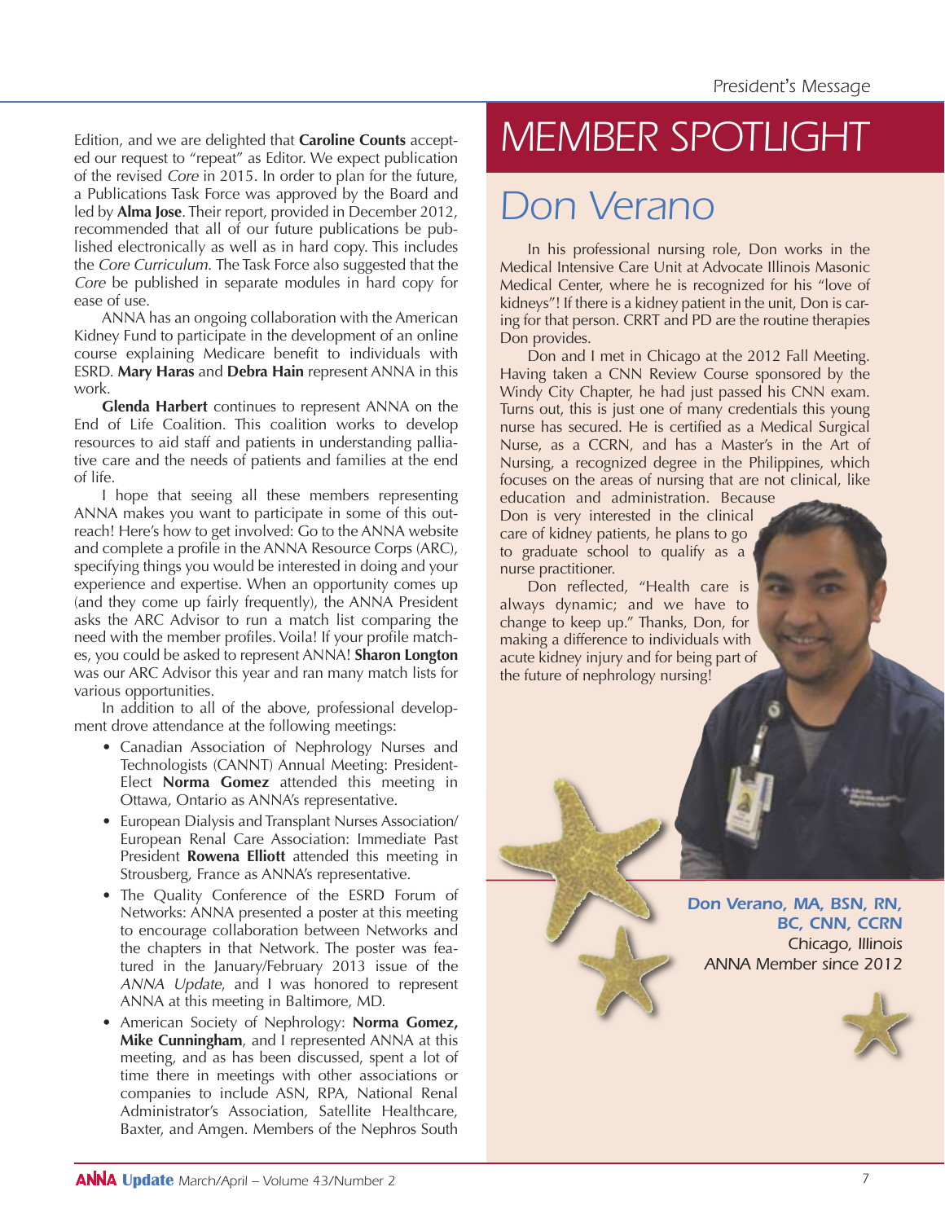Edition, and we are delighted that **Caroline Counts** accepted our request to "repeat" as Editor. We expect publication of the revised *Core* in 2015. In order to plan for the future, a Publications Task Force was approved by the Board and led by **Alma Jose**. Their report, provided in December 2012, recommended that all of our future publications be published electronically as well as in hard copy. This includes the *Core Curriculum*. The Task Force also suggested that the *Core* be published in separate modules in hard copy for ease of use.

ANNA has an ongoing collaboration with the American Kidney Fund to participate in the development of an online course explaining Medicare benefit to individuals with ESRD. **Mary Haras** and **Debra Hain** represent ANNA in this work.

**Glenda Harbert** continues to represent ANNA on the End of Life Coalition. This coalition works to develop resources to aid staff and patients in understanding palliative care and the needs of patients and families at the end of life.

I hope that seeing all these members representing ANNA makes you want to participate in some of this outreach! Here's how to get involved: Go to the ANNA website and complete a profile in the ANNA Resource Corps (ARC), specifying things you would be interested in doing and your experience and expertise. When an opportunity comes up (and they come up fairly frequently), the ANNA President asks the ARC Advisor to run a match list comparing the need with the member profiles. Voila! If your profile matches, you could be asked to represent ANNA! **Sharon Longton** was our ARC Advisor this year and ran many match lists for various opportunities.

In addition to all of the above, professional development drove attendance at the following meetings:

- Canadian Association of Nephrology Nurses and Technologists (CANNT) Annual Meeting: President-Elect **Norma Gomez** attended this meeting in Ottawa, Ontario as ANNA's representative.
- European Dialysis and Transplant Nurses Association/ European Renal Care Association: Immediate Past President **Rowena Elliott** attended this meeting in Strousberg, France as ANNA's representative.
- The Quality Conference of the ESRD Forum of Networks: ANNA presented a poster at this meeting to encourage collaboration between Networks and the chapters in that Network. The poster was featured in the January/February 2013 issue of the *ANNA Update*, and I was honored to represent ANNA at this meeting in Baltimore, MD.
- American Society of Nephrology: **Norma Gomez, Mike Cunningham**, and I represented ANNA at this meeting, and as has been discussed, spent a lot of time there in meetings with other associations or companies to include ASN, RPA, National Renal Administrator's Association, Satellite Healthcare, Baxter, and Amgen. Members of the Nephros South

# MEMBER SPOTLIGHT

## Don Verano

In his professional nursing role, Don works in the Medical Intensive Care Unit at Advocate Illinois Masonic Medical Center, where he is recognized for his "love of kidneys"! If there is a kidney patient in the unit, Don is caring for that person. CRRT and PD are the routine therapies Don provides.

Don and I met in Chicago at the 2012 Fall Meeting. Having taken a CNN Review Course sponsored by the Windy City Chapter, he had just passed his CNN exam. Turns out, this is just one of many credentials this young nurse has secured. He is certified as a Medical Surgical Nurse, as a CCRN, and has a Master's in the Art of Nursing, a recognized degree in the Philippines, which focuses on the areas of nursing that are not clinical, like education and administration. Because Don is very interested in the clinical care of kidney patients, he plans to go to graduate school to qualify as a nurse practitioner.

Don reflected, "Health care is always dynamic; and we have to change to keep up." Thanks, Don, for making a difference to individuals with acute kidney injury and for being part of the future of nephrology nursing!

***Don Verano, MA, BSN, RN, BC, CNN, CCRN***
*Chicago, Illinois*
*ANNA Member since 2012*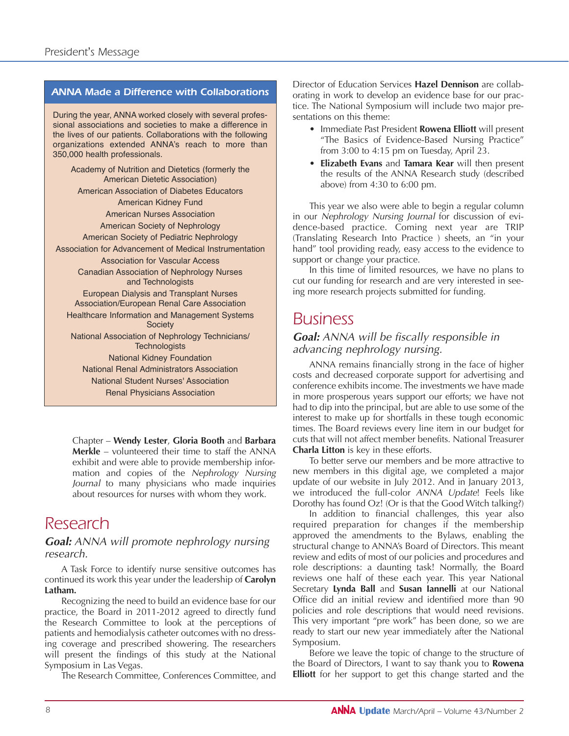### ANNA Made a Difference with Collaborations

During the year, ANNA worked closely with several professional associations and societies to make a difference in the lives of our patients. Collaborations with the following organizations extended ANNA's reach to more than 350,000 health professionals.

- Academy of Nutrition and Dietetics (formerly the American Dietetic Association)
- American Association of Diabetes Educators
- American Kidney Fund
- American Nurses Association
- American Society of Nephrology
- American Society of Pediatric Nephrology
- Association for Advancement of Medical Instrumentation
- Association for Vascular Access
- Canadian Association of Nephrology Nurses and Technologists
- European Dialysis and Transplant Nurses Association/European Renal Care Association
- Healthcare Information and Management Systems Society
- National Association of Nephrology Technicians/Technologists
- National Kidney Foundation
- National Renal Administrators Association
- National Student Nurses' Association
- Renal Physicians Association

Chapter – **Wendy Lester**, **Gloria Booth** and **Barbara Merkle** – volunteered their time to staff the ANNA exhibit and were able to provide membership information and copies of the *Nephrology Nursing Journal* to many physicians who made inquiries about resources for nurses with whom they work.

## Research

### ***Goal:*** *ANNA will promote nephrology nursing research.*

A Task Force to identify nurse sensitive outcomes has continued its work this year under the leadership of **Carolyn Latham.**

Recognizing the need to build an evidence base for our practice, the Board in 2011-2012 agreed to directly fund the Research Committee to look at the perceptions of patients and hemodialysis catheter outcomes with no dressing coverage and prescribed showering. The researchers will present the findings of this study at the National Symposium in Las Vegas.

The Research Committee, Conferences Committee, and Director of Education Services **Hazel Dennison** are collaborating in work to develop an evidence base for our practice. The National Symposium will include two major presentations on this theme:

- Immediate Past President **Rowena Elliott** will present "The Basics of Evidence-Based Nursing Practice" from 3:00 to 4:15 pm on Tuesday, April 23.
- **Elizabeth Evans** and **Tamara Kear** will then present the results of the ANNA Research study (described above) from 4:30 to 6:00 pm.

This year we also were able to begin a regular column in our *Nephrology Nursing Journal* for discussion of evidence-based practice. Coming next year are TRIP (Translating Research Into Practice ) sheets, an "in your hand" tool providing ready, easy access to the evidence to support or change your practice.

In this time of limited resources, we have no plans to cut our funding for research and are very interested in seeing more research projects submitted for funding.

## Business

### ***Goal:*** *ANNA will be fiscally responsible in advancing nephrology nursing.*

ANNA remains financially strong in the face of higher costs and decreased corporate support for advertising and conference exhibits income. The investments we have made in more prosperous years support our efforts; we have not had to dip into the principal, but are able to use some of the interest to make up for shortfalls in these tough economic times. The Board reviews every line item in our budget for cuts that will not affect member benefits. National Treasurer **Charla Litton** is key in these efforts.

To better serve our members and be more attractive to new members in this digital age, we completed a major update of our website in July 2012. And in January 2013, we introduced the full-color *ANNA Update*! Feels like Dorothy has found Oz! (Or is that the Good Witch talking?)

In addition to financial challenges, this year also required preparation for changes if the membership approved the amendments to the Bylaws, enabling the structural change to ANNA's Board of Directors. This meant review and edits of most of our policies and procedures and role descriptions: a daunting task! Normally, the Board reviews one half of these each year. This year National Secretary **Lynda Ball** and **Susan Iannelli** at our National Office did an initial review and identified more than 90 policies and role descriptions that would need revisions. This very important "pre work" has been done, so we are ready to start our new year immediately after the National Symposium.

Before we leave the topic of change to the structure of the Board of Directors, I want to say thank you to **Rowena Elliott** for her support to get this change started and the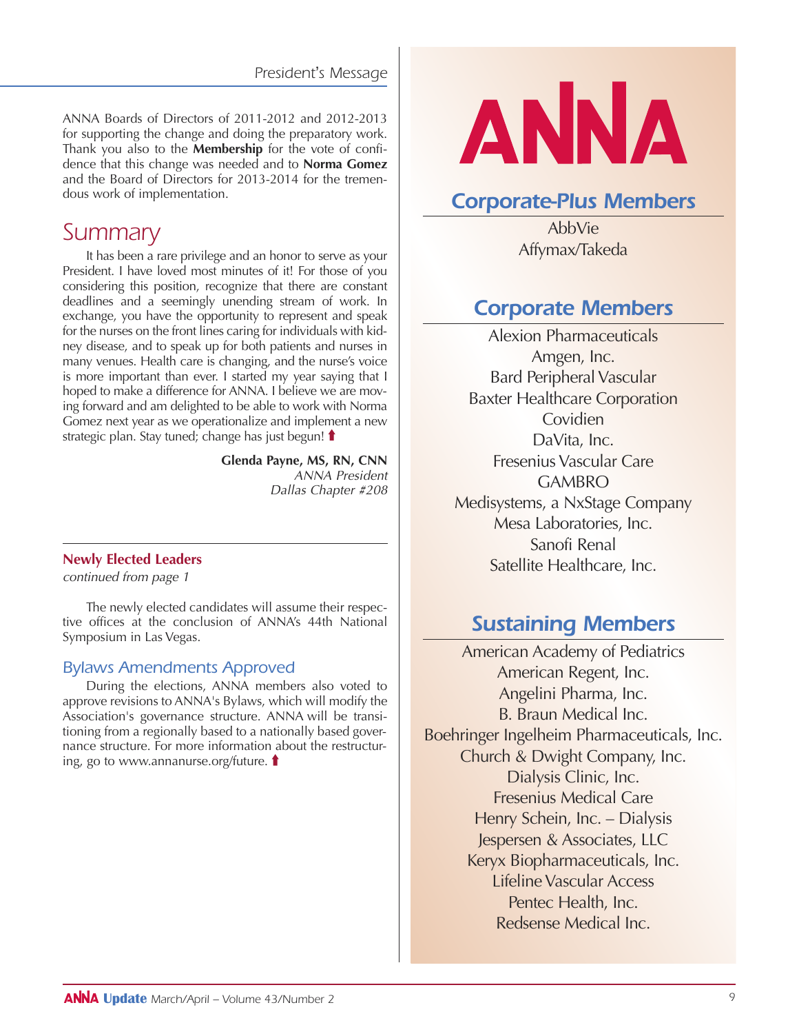ANNA Boards of Directors of 2011-2012 and 2012-2013 for supporting the change and doing the preparatory work. Thank you also to the **Membership** for the vote of confidence that this change was needed and to **Norma Gomez** and the Board of Directors for 2013-2014 for the tremendous work of implementation.

## Summary

It has been a rare privilege and an honor to serve as your President. I have loved most minutes of it! For those of you considering this position, recognize that there are constant deadlines and a seemingly unending stream of work. In exchange, you have the opportunity to represent and speak for the nurses on the front lines caring for individuals with kidney disease, and to speak up for both patients and nurses in many venues. Health care is changing, and the nurse's voice is more important than ever. I started my year saying that I hoped to make a difference for ANNA. I believe we are moving forward and am delighted to be able to work with Norma Gomez next year as we operationalize and implement a new strategic plan. Stay tuned; change has just begun!

**Glenda Payne, MS, RN, CNN**
*ANNA President*
*Dallas Chapter #208*

---

### Newly Elected Leaders

*continued from page 1*

The newly elected candidates will assume their respective offices at the conclusion of ANNA's 44th National Symposium in Las Vegas.

### Bylaws Amendments Approved

During the elections, ANNA members also voted to approve revisions to ANNA's Bylaws, which will modify the Association's governance structure. ANNA will be transitioning from a regionally based to a nationally based governance structure. For more information about the restructuring, go to www.annanurse.org/future.

---

# ANNA

## Corporate-Plus Members

AbbVie
Affymax/Takeda

## Corporate Members

Alexion Pharmaceuticals
Amgen, Inc.
Bard Peripheral Vascular
Baxter Healthcare Corporation
Covidien
DaVita, Inc.
Fresenius Vascular Care
GAMBRO
Medisystems, a NxStage Company
Mesa Laboratories, Inc.
Sanofi Renal
Satellite Healthcare, Inc.

## Sustaining Members

American Academy of Pediatrics
American Regent, Inc.
Angelini Pharma, Inc.
B. Braun Medical Inc.
Boehringer Ingelheim Pharmaceuticals, Inc.
Church & Dwight Company, Inc.
Dialysis Clinic, Inc.
Fresenius Medical Care
Henry Schein, Inc. – Dialysis
Jespersen & Associates, LLC
Keryx Biopharmaceuticals, Inc.
Lifeline Vascular Access
Pentec Health, Inc.
Redsense Medical Inc.